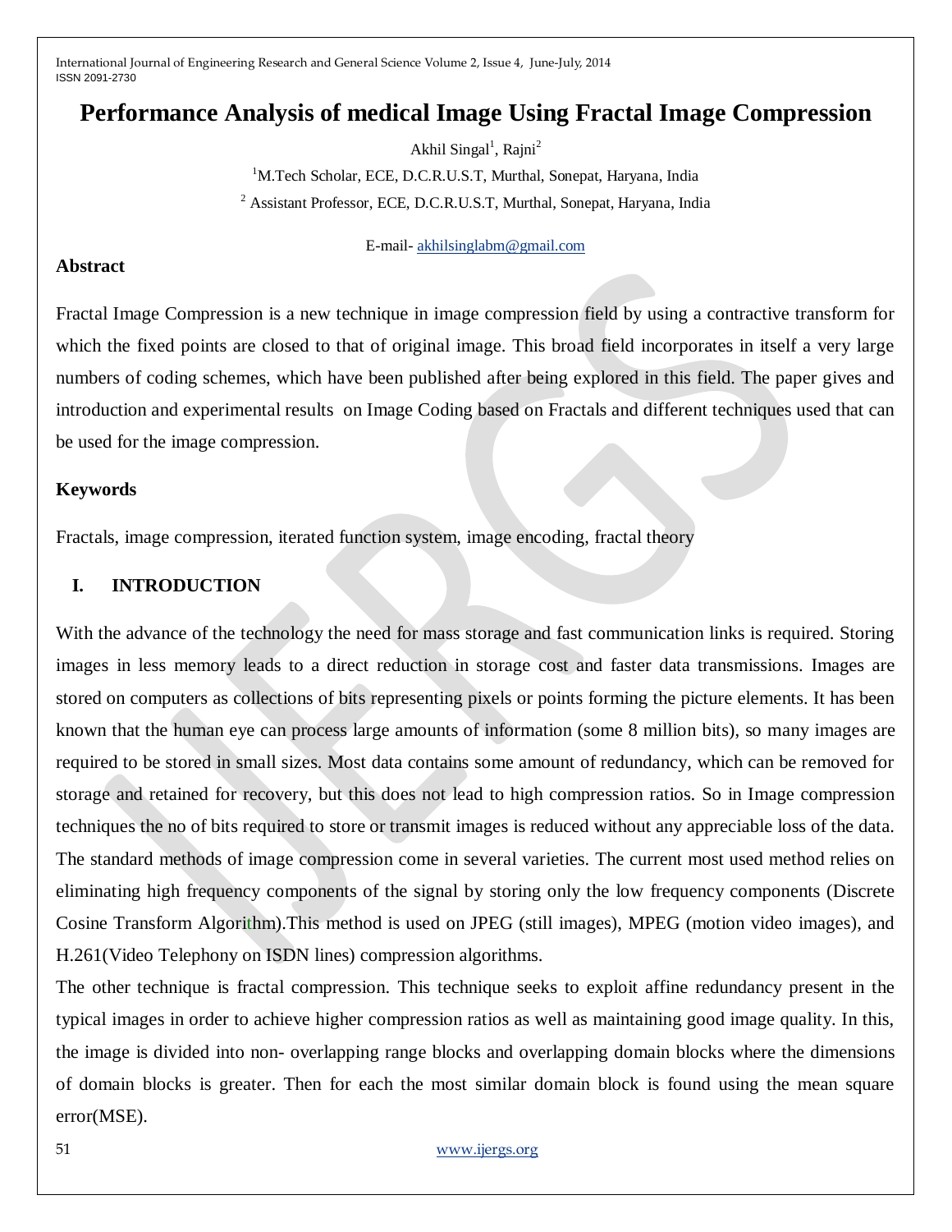# Performance Analysis of medical Image Using Fractal Image Compression

Akhil Singal[1], Rajni[2]

[1]M.Tech Scholar, ECE, D.C.R.U.S.T, Murthal, Sonepat, Haryana, India

[2] Assistant Professor, ECE, D.C.R.U.S.T, Murthal, Sonepat, Haryana, India

E-mail- akhilsinglabm@gmail.com

## Abstract

Fractal Image Compression is a new technique in image compression field by using a contractive transform for which the fixed points are closed to that of original image. This broad field incorporates in itself a very large numbers of coding schemes, which have been published after being explored in this field. The paper gives and introduction and experimental results on Image Coding based on Fractals and different techniques used that can be used for the image compression.

## Keywords

Fractals, image compression, iterated function system, image encoding, fractal theory

## I. INTRODUCTION

With the advance of the technology the need for mass storage and fast communication links is required. Storing images in less memory leads to a direct reduction in storage cost and faster data transmissions. Images are stored on computers as collections of bits representing pixels or points forming the picture elements. It has been known that the human eye can process large amounts of information (some 8 million bits), so many images are required to be stored in small sizes. Most data contains some amount of redundancy, which can be removed for storage and retained for recovery, but this does not lead to high compression ratios. So in Image compression techniques the no of bits required to store or transmit images is reduced without any appreciable loss of the data. The standard methods of image compression come in several varieties. The current most used method relies on eliminating high frequency components of the signal by storing only the low frequency components (Discrete Cosine Transform Algorithm).This method is used on JPEG (still images), MPEG (motion video images), and H.261(Video Telephony on ISDN lines) compression algorithms.

The other technique is fractal compression. This technique seeks to exploit affine redundancy present in the typical images in order to achieve higher compression ratios as well as maintaining good image quality. In this, the image is divided into non- overlapping range blocks and overlapping domain blocks where the dimensions of domain blocks is greater. Then for each the most similar domain block is found using the mean square error(MSE).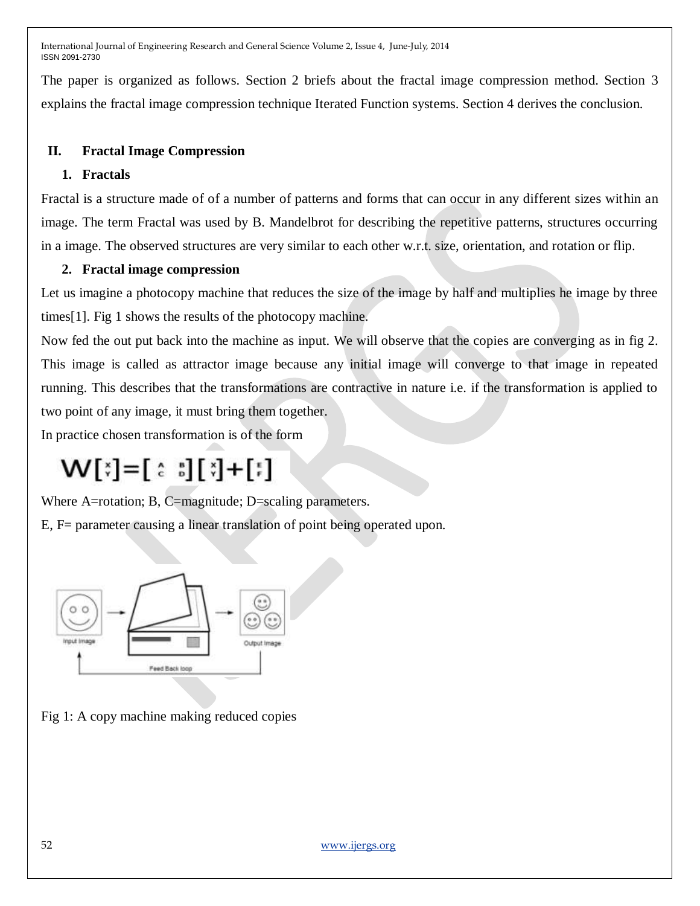The paper is organized as follows. Section 2 briefs about the fractal image compression method. Section 3 explains the fractal image compression technique Iterated Function systems. Section 4 derives the conclusion.

## II. Fractal Image Compression

### 1. Fractals

Fractal is a structure made of of a number of patterns and forms that can occur in any different sizes within an image. The term Fractal was used by B. Mandelbrot for describing the repetitive patterns, structures occurring in a image. The observed structures are very similar to each other w.r.t. size, orientation, and rotation or flip.

### 2. Fractal image compression

Let us imagine a photocopy machine that reduces the size of the image by half and multiplies he image by three times[1]. Fig 1 shows the results of the photocopy machine.

Now fed the out put back into the machine as input. We will observe that the copies are converging as in fig 2. This image is called as attractor image because any initial image will converge to that image in repeated running. This describes that the transformations are contractive in nature i.e. if the transformation is applied to two point of any image, it must bring them together.

In practice chosen transformation is of the form

$$W\begin{bmatrix} x \\ y \end{bmatrix} = \begin{bmatrix} A & B \\ C & D \end{bmatrix} \begin{bmatrix} x \\ y \end{bmatrix} + \begin{bmatrix} E \\ F \end{bmatrix}$$

Where A=rotation; B, C=magnitude; D=scaling parameters.

E, F= parameter causing a linear translation of point being operated upon.

Fig 1: A copy machine making reduced copies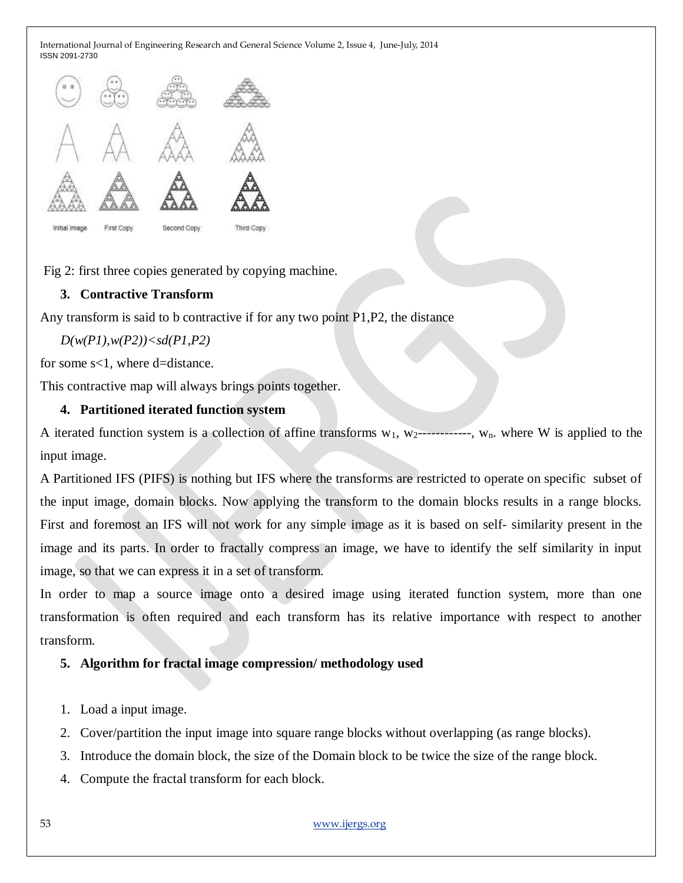Fig 2: first three copies generated by copying machine.

### 3. Contractive Transform

Any transform is said to b contractive if for any two point P1,P2, the distance

*D(w(P1),w(P2))<sd(P1,P2)*

for some s<1, where d=distance.

This contractive map will always brings points together.

### 4. Partitioned iterated function system

A iterated function system is a collection of affine transforms $w_1$, $w_2$------------, $w_n$. where W is applied to the input image.

A Partitioned IFS (PIFS) is nothing but IFS where the transforms are restricted to operate on specific subset of the input image, domain blocks. Now applying the transform to the domain blocks results in a range blocks. First and foremost an IFS will not work for any simple image as it is based on self- similarity present in the image and its parts. In order to fractally compress an image, we have to identify the self similarity in input image, so that we can express it in a set of transform.

In order to map a source image onto a desired image using iterated function system, more than one transformation is often required and each transform has its relative importance with respect to another transform.

### 5. Algorithm for fractal image compression/ methodology used

1. Load a input image.
2. Cover/partition the input image into square range blocks without overlapping (as range blocks).
3. Introduce the domain block, the size of the Domain block to be twice the size of the range block.
4. Compute the fractal transform for each block.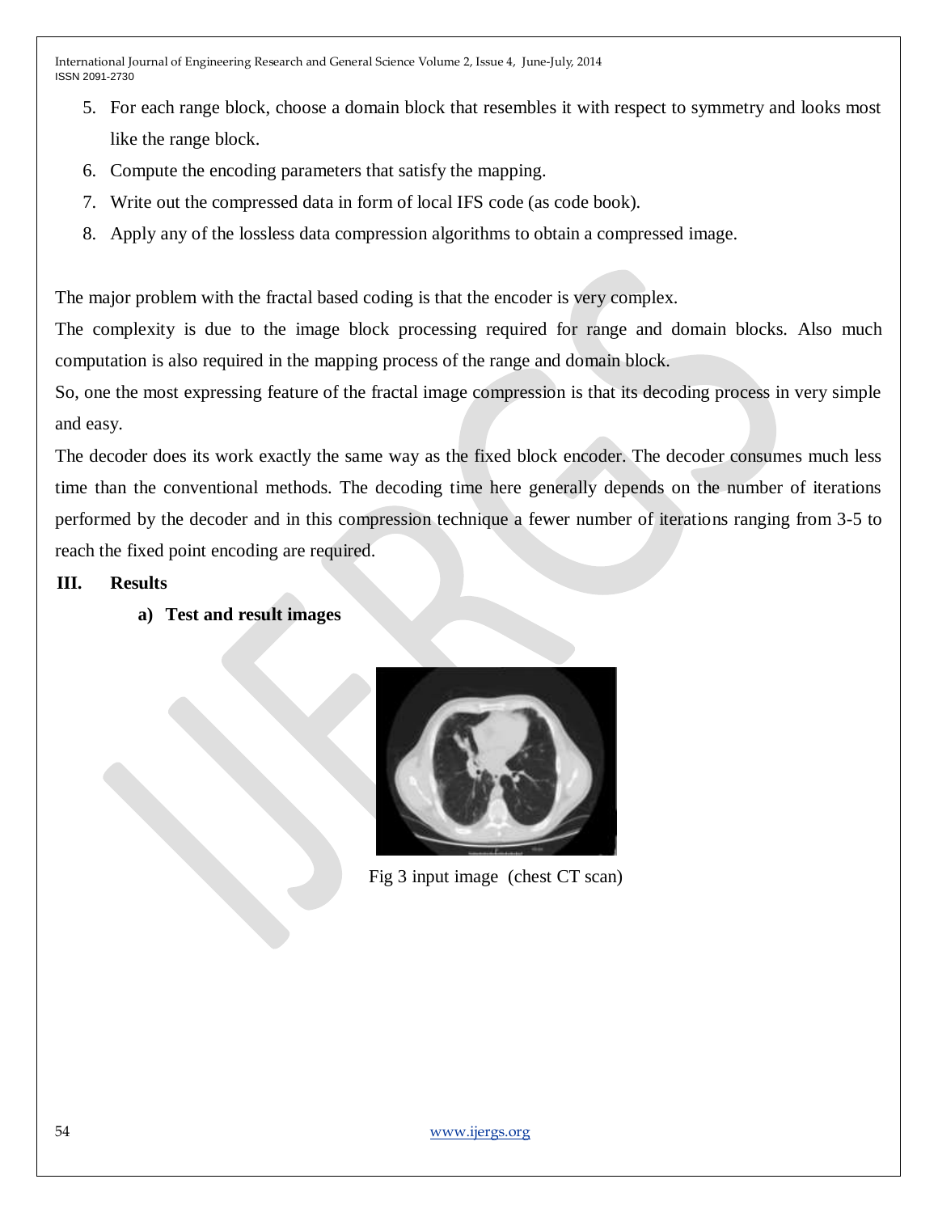5. For each range block, choose a domain block that resembles it with respect to symmetry and looks most like the range block.
6. Compute the encoding parameters that satisfy the mapping.
7. Write out the compressed data in form of local IFS code (as code book).
8. Apply any of the lossless data compression algorithms to obtain a compressed image.

The major problem with the fractal based coding is that the encoder is very complex.

The complexity is due to the image block processing required for range and domain blocks. Also much computation is also required in the mapping process of the range and domain block.

So, one the most expressing feature of the fractal image compression is that its decoding process in very simple and easy.

The decoder does its work exactly the same way as the fixed block encoder. The decoder consumes much less time than the conventional methods. The decoding time here generally depends on the number of iterations performed by the decoder and in this compression technique a fewer number of iterations ranging from 3-5 to reach the fixed point encoding are required.

## III. Results

### a) Test and result images

Fig 3 input image (chest CT scan)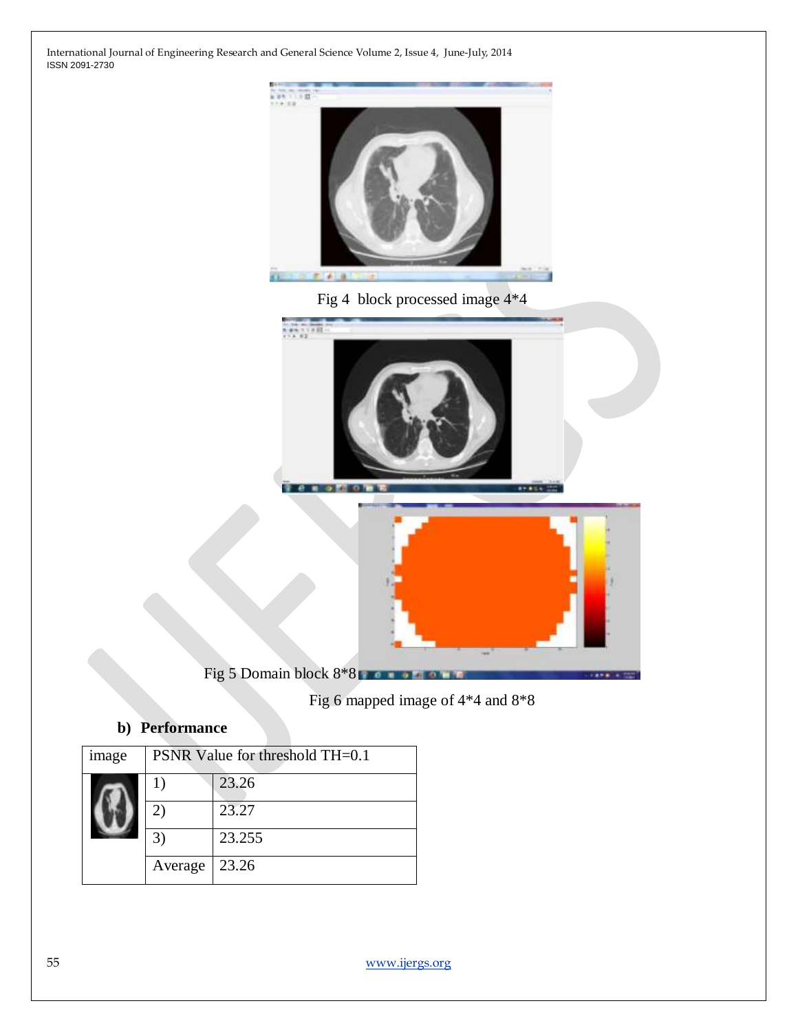Fig 4 block processed image 4*4

Fig 5 Domain block 8*8

Fig 6 mapped image of 4*4 and 8*8

### b) Performance

| image | PSNR Value for threshold TH=0.1 | |
|---|---|---|
| | 1) | 23.26 |
| | 2) | 23.27 |
| | 3) | 23.255 |
| | Average | 23.26 |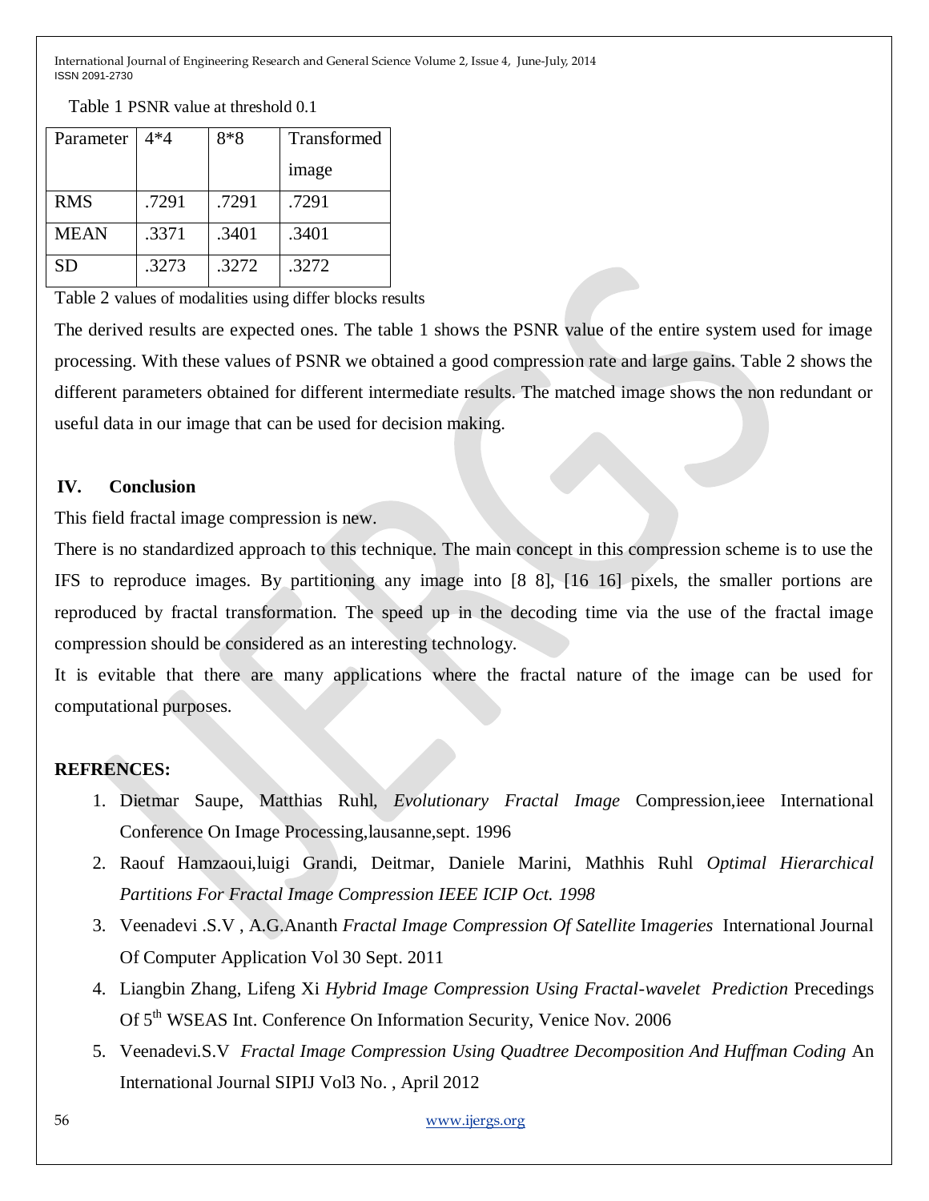Table 1 PSNR value at threshold 0.1

| Parameter | 4*4 | 8*8 | Transformed image |
|---|---|---|---|
| RMS | .7291 | .7291 | .7291 |
| MEAN | .3371 | .3401 | .3401 |
| SD | .3273 | .3272 | .3272 |

Table 2 values of modalities using differ blocks results

The derived results are expected ones. The table 1 shows the PSNR value of the entire system used for image processing. With these values of PSNR we obtained a good compression rate and large gains. Table 2 shows the different parameters obtained for different intermediate results. The matched image shows the non redundant or useful data in our image that can be used for decision making.

## IV. Conclusion

This field fractal image compression is new.

There is no standardized approach to this technique. The main concept in this compression scheme is to use the IFS to reproduce images. By partitioning any image into [8 8], [16 16] pixels, the smaller portions are reproduced by fractal transformation. The speed up in the decoding time via the use of the fractal image compression should be considered as an interesting technology.

It is evitable that there are many applications where the fractal nature of the image can be used for computational purposes.

## REFRENCES:

1. Dietmar Saupe, Matthias Ruhl, *Evolutionary Fractal Image* Compression,ieee International Conference On Image Processing,lausanne,sept. 1996
2. Raouf Hamzaoui,luigi Grandi, Deitmar, Daniele Marini, Mathhis Ruhl *Optimal Hierarchical Partitions For Fractal Image Compression IEEE ICIP Oct. 1998*
3. Veenadevi .S.V , A.G.Ananth *Fractal Image Compression Of Satellite* I*mageries* International Journal Of Computer Application Vol 30 Sept. 2011
4. Liangbin Zhang, Lifeng Xi *Hybrid Image Compression Using Fractal-wavelet Prediction* Precedings Of 5th WSEAS Int. Conference On Information Security, Venice Nov. 2006
5. Veenadevi.S.V *Fractal Image Compression Using Quadtree Decomposition And Huffman Coding* An International Journal SIPIJ Vol3 No. , April 2012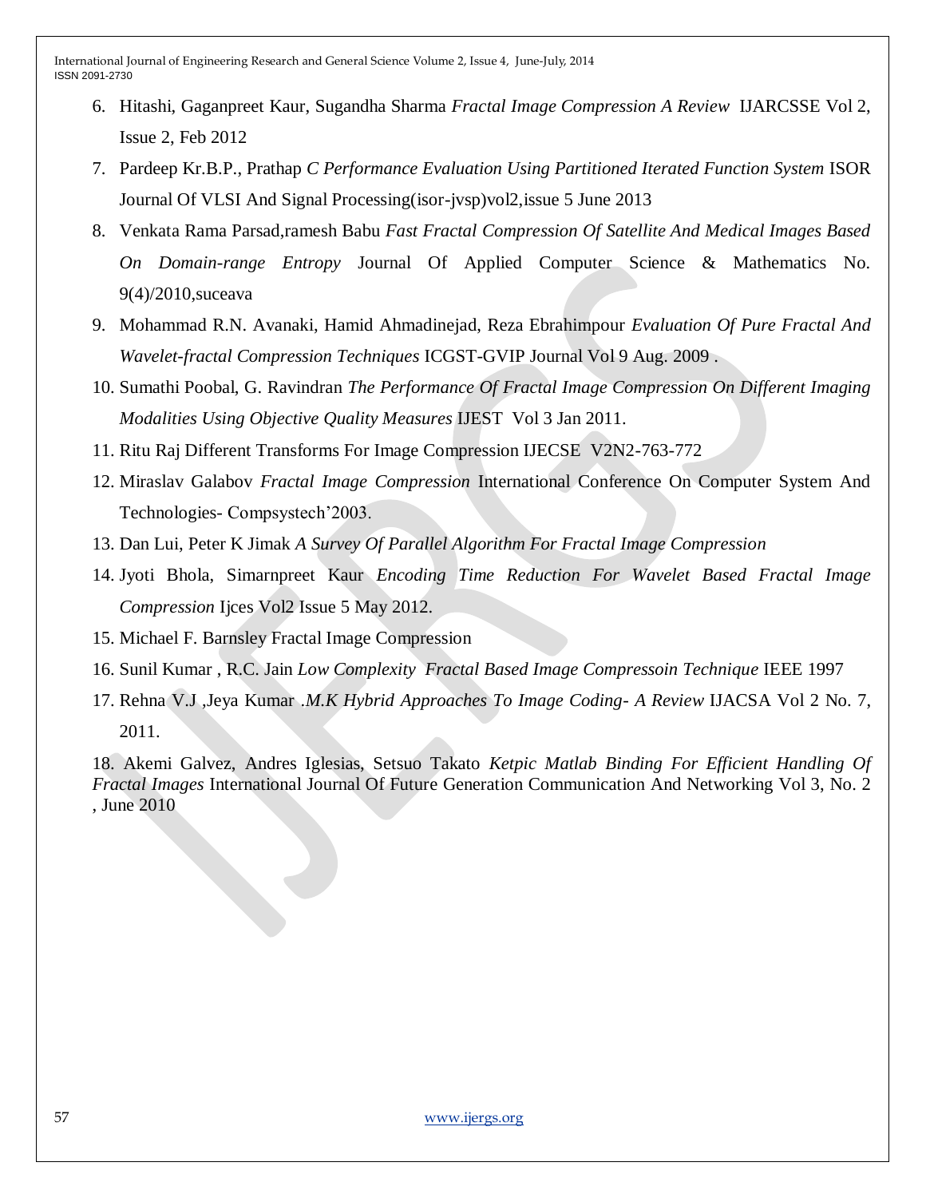6. Hitashi, Gaganpreet Kaur, Sugandha Sharma *Fractal Image Compression A Review* IJARCSSE Vol 2, Issue 2, Feb 2012
7. Pardeep Kr.B.P., Prathap *C Performance Evaluation Using Partitioned Iterated Function System* ISOR Journal Of VLSI And Signal Processing(isor-jvsp)vol2,issue 5 June 2013
8. Venkata Rama Parsad,ramesh Babu *Fast Fractal Compression Of Satellite And Medical Images Based On Domain-range Entropy* Journal Of Applied Computer Science & Mathematics No. 9(4)/2010,suceava
9. Mohammad R.N. Avanaki, Hamid Ahmadinejad, Reza Ebrahimpour *Evaluation Of Pure Fractal And Wavelet-fractal Compression Techniques* ICGST-GVIP Journal Vol 9 Aug. 2009 .
10. Sumathi Poobal, G. Ravindran *The Performance Of Fractal Image Compression On Different Imaging Modalities Using Objective Quality Measures* IJEST Vol 3 Jan 2011.
11. Ritu Raj Different Transforms For Image Compression IJECSE V2N2-763-772
12. Miraslav Galabov *Fractal Image Compression* International Conference On Computer System And Technologies- Compsystech'2003.
13. Dan Lui, Peter K Jimak *A Survey Of Parallel Algorithm For Fractal Image Compression*
14. Jyoti Bhola, Simarnpreet Kaur *Encoding Time Reduction For Wavelet Based Fractal Image Compression* Ijces Vol2 Issue 5 May 2012.
15. Michael F. Barnsley Fractal Image Compression
16. Sunil Kumar , R.C. Jain *Low Complexity Fractal Based Image Compressoin Technique* IEEE 1997
17. Rehna V.J ,Jeya Kumar *.M.K Hybrid Approaches To Image Coding- A Review* IJACSA Vol 2 No. 7, 2011.
18. Akemi Galvez, Andres Iglesias, Setsuo Takato *Ketpic Matlab Binding For Efficient Handling Of Fractal Images* International Journal Of Future Generation Communication And Networking Vol 3, No. 2 , June 2010